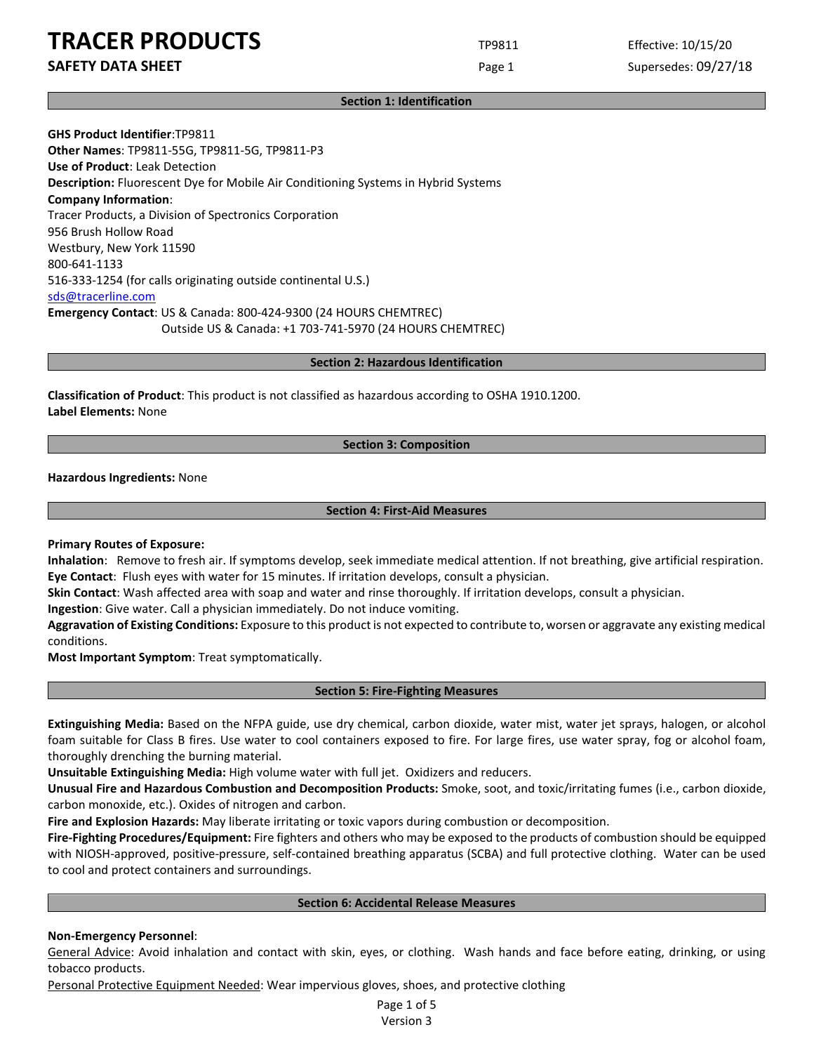# TRACER PRODUCTS

**SAFETY DATA SHEET**

TP9811 | Page 1 | Effective: 10/15/20 | Supersedes: 09/27/18

## Section 1: Identification

**GHS Product Identifier**:TP9811
**Other Names**: TP9811-55G, TP9811-5G, TP9811-P3
**Use of Product**: Leak Detection
**Description:** Fluorescent Dye for Mobile Air Conditioning Systems in Hybrid Systems
**Company Information**:
Tracer Products, a Division of Spectronics Corporation
956 Brush Hollow Road
Westbury, New York 11590
800-641-1133
516-333-1254 (for calls originating outside continental U.S.)
sds@tracerline.com
**Emergency Contact**: US & Canada: 800-424-9300 (24 HOURS CHEMTREC)
Outside US & Canada: +1 703-741-5970 (24 HOURS CHEMTREC)

## Section 2: Hazardous Identification

**Classification of Product**: This product is not classified as hazardous according to OSHA 1910.1200.
**Label Elements:** None

## Section 3: Composition

**Hazardous Ingredients:** None

## Section 4: First-Aid Measures

**Primary Routes of Exposure:**
**Inhalation**: Remove to fresh air. If symptoms develop, seek immediate medical attention. If not breathing, give artificial respiration.
**Eye Contact**: Flush eyes with water for 15 minutes. If irritation develops, consult a physician.
**Skin Contact**: Wash affected area with soap and water and rinse thoroughly. If irritation develops, consult a physician.
**Ingestion**: Give water. Call a physician immediately. Do not induce vomiting.
**Aggravation of Existing Conditions:** Exposure to this product is not expected to contribute to, worsen or aggravate any existing medical conditions.
**Most Important Symptom**: Treat symptomatically.

## Section 5: Fire-Fighting Measures

**Extinguishing Media:** Based on the NFPA guide, use dry chemical, carbon dioxide, water mist, water jet sprays, halogen, or alcohol foam suitable for Class B fires. Use water to cool containers exposed to fire. For large fires, use water spray, fog or alcohol foam, thoroughly drenching the burning material.
**Unsuitable Extinguishing Media:** High volume water with full jet. Oxidizers and reducers.
**Unusual Fire and Hazardous Combustion and Decomposition Products:** Smoke, soot, and toxic/irritating fumes (i.e., carbon dioxide, carbon monoxide, etc.). Oxides of nitrogen and carbon.
**Fire and Explosion Hazards:** May liberate irritating or toxic vapors during combustion or decomposition.
**Fire-Fighting Procedures/Equipment:** Fire fighters and others who may be exposed to the products of combustion should be equipped with NIOSH-approved, positive-pressure, self-contained breathing apparatus (SCBA) and full protective clothing. Water can be used to cool and protect containers and surroundings.

## Section 6: Accidental Release Measures

**Non-Emergency Personnel**:
General Advice: Avoid inhalation and contact with skin, eyes, or clothing. Wash hands and face before eating, drinking, or using tobacco products.
Personal Protective Equipment Needed: Wear impervious gloves, shoes, and protective clothing

Version 3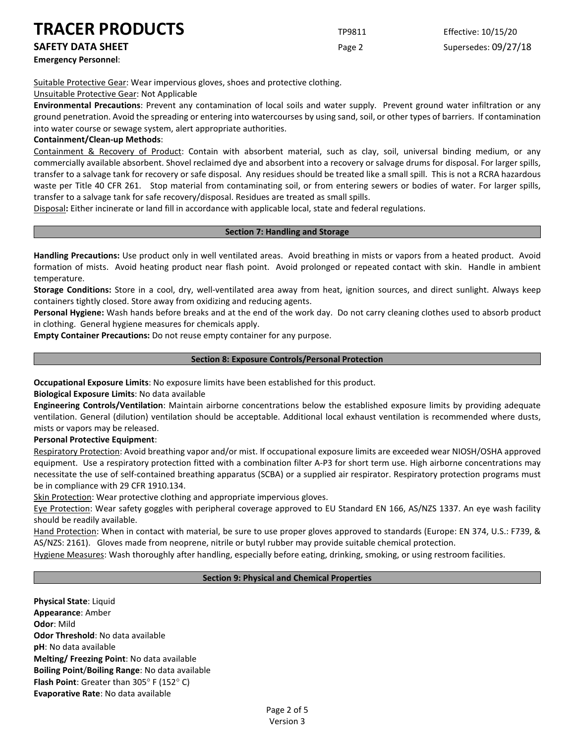**Emergency Personnel**:

Suitable Protective Gear: Wear impervious gloves, shoes and protective clothing.

Unsuitable Protective Gear: Not Applicable

**Environmental Precautions**: Prevent any contamination of local soils and water supply. Prevent ground water infiltration or any ground penetration. Avoid the spreading or entering into watercourses by using sand, soil, or other types of barriers. If contamination into water course or sewage system, alert appropriate authorities.

**Containment/Clean-up Methods**:

Containment & Recovery of Product: Contain with absorbent material, such as clay, soil, universal binding medium, or any commercially available absorbent. Shovel reclaimed dye and absorbent into a recovery or salvage drums for disposal. For larger spills, transfer to a salvage tank for recovery or safe disposal. Any residues should be treated like a small spill. This is not a RCRA hazardous waste per Title 40 CFR 261. Stop material from contaminating soil, or from entering sewers or bodies of water. For larger spills, transfer to a salvage tank for safe recovery/disposal. Residues are treated as small spills.

Disposal**:** Either incinerate or land fill in accordance with applicable local, state and federal regulations.

## Section 7: Handling and Storage

**Handling Precautions:** Use product only in well ventilated areas. Avoid breathing in mists or vapors from a heated product. Avoid formation of mists. Avoid heating product near flash point. Avoid prolonged or repeated contact with skin. Handle in ambient temperature.

**Storage Conditions:** Store in a cool, dry, well-ventilated area away from heat, ignition sources, and direct sunlight. Always keep containers tightly closed. Store away from oxidizing and reducing agents.

**Personal Hygiene:** Wash hands before breaks and at the end of the work day. Do not carry cleaning clothes used to absorb product in clothing. General hygiene measures for chemicals apply.

**Empty Container Precautions:** Do not reuse empty container for any purpose.

## Section 8: Exposure Controls/Personal Protection

**Occupational Exposure Limits**: No exposure limits have been established for this product.

**Biological Exposure Limits**: No data available

**Engineering Controls/Ventilation**: Maintain airborne concentrations below the established exposure limits by providing adequate ventilation. General (dilution) ventilation should be acceptable. Additional local exhaust ventilation is recommended where dusts, mists or vapors may be released.

**Personal Protective Equipment**:

Respiratory Protection: Avoid breathing vapor and/or mist. If occupational exposure limits are exceeded wear NIOSH/OSHA approved equipment. Use a respiratory protection fitted with a combination filter A-P3 for short term use. High airborne concentrations may necessitate the use of self-contained breathing apparatus (SCBA) or a supplied air respirator. Respiratory protection programs must be in compliance with 29 CFR 1910.134.

Skin Protection: Wear protective clothing and appropriate impervious gloves.

Eye Protection: Wear safety goggles with peripheral coverage approved to EU Standard EN 166, AS/NZS 1337. An eye wash facility should be readily available.

Hand Protection: When in contact with material, be sure to use proper gloves approved to standards (Europe: EN 374, U.S.: F739, & AS/NZS: 2161). Gloves made from neoprene, nitrile or butyl rubber may provide suitable chemical protection.

Hygiene Measures: Wash thoroughly after handling, especially before eating, drinking, smoking, or using restroom facilities.

## Section 9: Physical and Chemical Properties

**Physical State**: Liquid

**Appearance**: Amber

**Odor**: Mild

**Odor Threshold**: No data available

**pH**: No data available

**Melting/ Freezing Point**: No data available

**Boiling Point**/**Boiling Range**: No data available

**Flash Point**: Greater than 305° F (152° C)

**Evaporative Rate**: No data available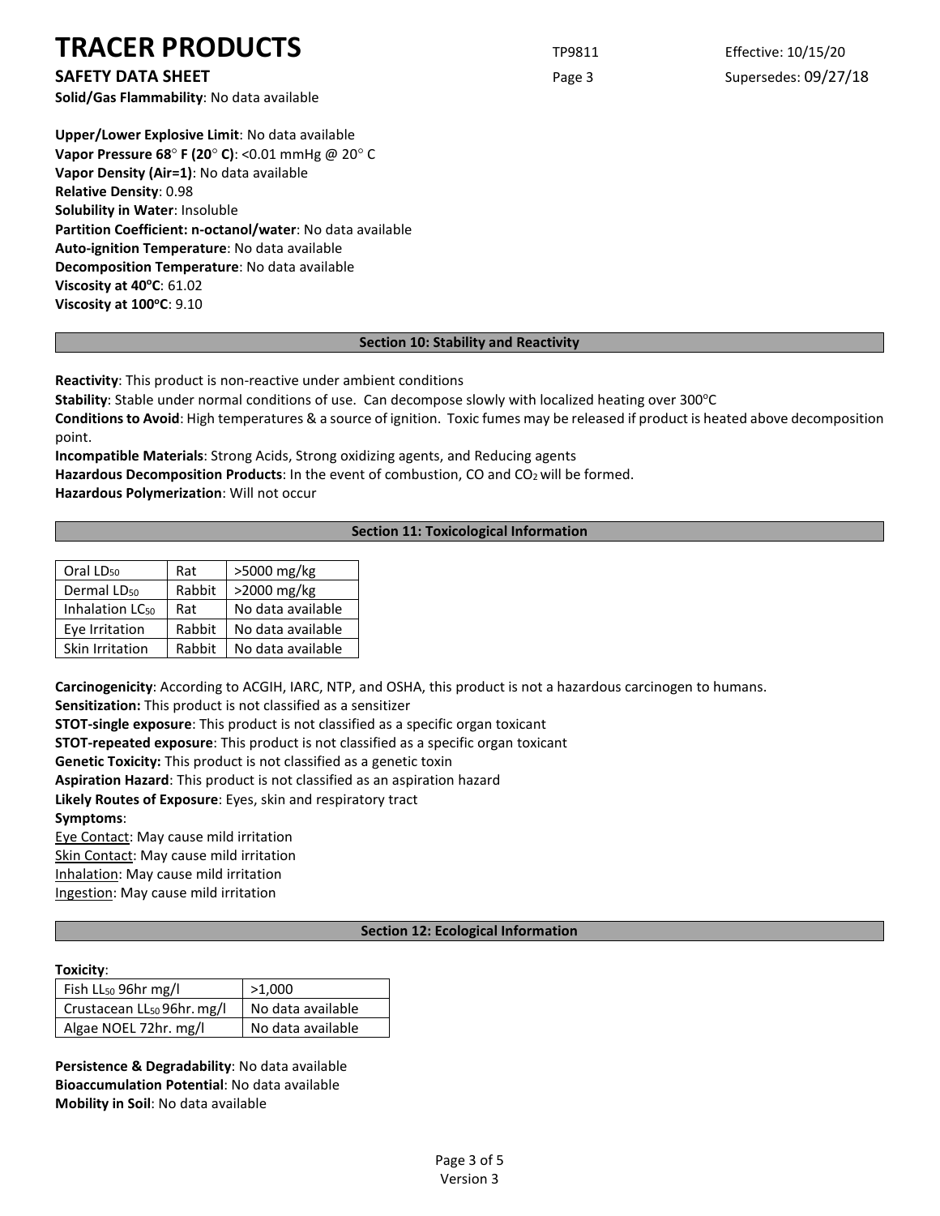**Solid/Gas Flammability**: No data available

**Upper/Lower Explosive Limit**: No data available
**Vapor Pressure 68° F (20° C)**: <0.01 mmHg @ 20° C
**Vapor Density (Air=1)**: No data available
**Relative Density**: 0.98
**Solubility in Water**: Insoluble
**Partition Coefficient: n-octanol/water**: No data available
**Auto-ignition Temperature**: No data available
**Decomposition Temperature**: No data available
**Viscosity at 40°C**: 61.02
**Viscosity at 100°C**: 9.10

## Section 10: Stability and Reactivity

**Reactivity**: This product is non-reactive under ambient conditions
**Stability**: Stable under normal conditions of use. Can decompose slowly with localized heating over 300°C
**Conditions to Avoid**: High temperatures & a source of ignition. Toxic fumes may be released if product is heated above decomposition point.
**Incompatible Materials**: Strong Acids, Strong oxidizing agents, and Reducing agents
**Hazardous Decomposition Products**: In the event of combustion, CO and $CO_2$ will be formed.
**Hazardous Polymerization**: Will not occur

## Section 11: Toxicological Information

| | | |
|---|---|---|
| Oral $LD_{50}$ | Rat | >5000 mg/kg |
| Dermal $LD_{50}$ | Rabbit | >2000 mg/kg |
| Inhalation $LC_{50}$ | Rat | No data available |
| Eye Irritation | Rabbit | No data available |
| Skin Irritation | Rabbit | No data available |

**Carcinogenicity**: According to ACGIH, IARC, NTP, and OSHA, this product is not a hazardous carcinogen to humans.
**Sensitization:** This product is not classified as a sensitizer
**STOT-single exposure**: This product is not classified as a specific organ toxicant
**STOT-repeated exposure**: This product is not classified as a specific organ toxicant
**Genetic Toxicity:** This product is not classified as a genetic toxin
**Aspiration Hazard**: This product is not classified as an aspiration hazard
**Likely Routes of Exposure**: Eyes, skin and respiratory tract
**Symptoms**:
Eye Contact: May cause mild irritation
Skin Contact: May cause mild irritation
Inhalation: May cause mild irritation
Ingestion: May cause mild irritation

## Section 12: Ecological Information

**Toxicity**:

| | |
|---|---|
| Fish $LL_{50}$ 96hr mg/l | >1,000 |
| Crustacean $LL_{50}$ 96hr. mg/l | No data available |
| Algae NOEL 72hr. mg/l | No data available |

**Persistence & Degradability**: No data available
**Bioaccumulation Potential**: No data available
**Mobility in Soil**: No data available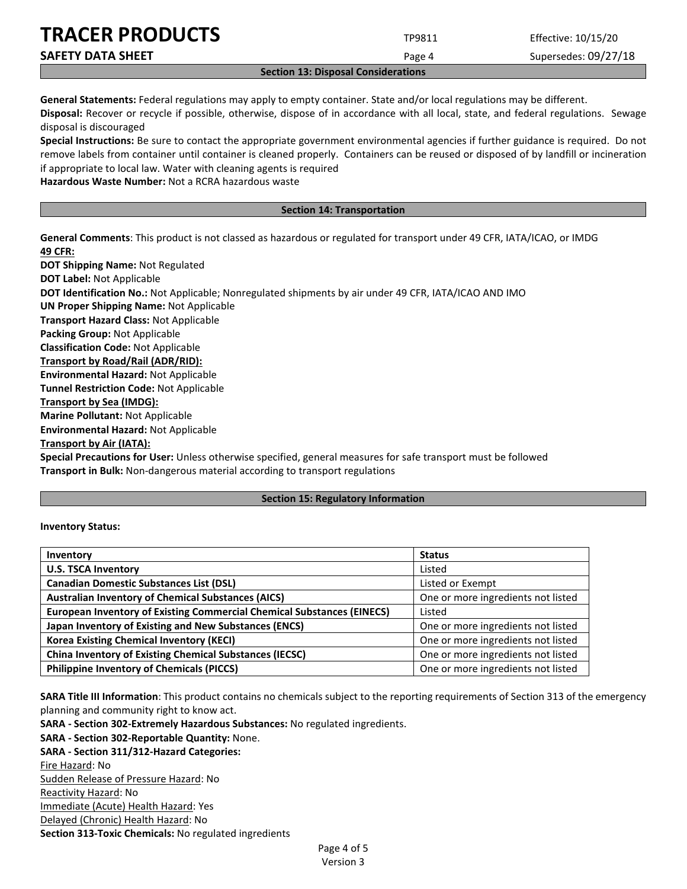## Section 13: Disposal Considerations

**General Statements:** Federal regulations may apply to empty container. State and/or local regulations may be different.

**Disposal:** Recover or recycle if possible, otherwise, dispose of in accordance with all local, state, and federal regulations. Sewage disposal is discouraged

**Special Instructions:** Be sure to contact the appropriate government environmental agencies if further guidance is required. Do not remove labels from container until container is cleaned properly. Containers can be reused or disposed of by landfill or incineration if appropriate to local law. Water with cleaning agents is required

**Hazardous Waste Number:** Not a RCRA hazardous waste

## Section 14: Transportation

**General Comments**: This product is not classed as hazardous or regulated for transport under 49 CFR, IATA/ICAO, or IMDG

**49 CFR:**

**DOT Shipping Name:** Not Regulated

**DOT Label:** Not Applicable

**DOT Identification No.:** Not Applicable; Nonregulated shipments by air under 49 CFR, IATA/ICAO AND IMO

**UN Proper Shipping Name:** Not Applicable

**Transport Hazard Class:** Not Applicable

**Packing Group:** Not Applicable

**Classification Code:** Not Applicable

**Transport by Road/Rail (ADR/RID):**

**Environmental Hazard:** Not Applicable

**Tunnel Restriction Code:** Not Applicable

**Transport by Sea (IMDG):**

**Marine Pollutant:** Not Applicable

**Environmental Hazard:** Not Applicable

**Transport by Air (IATA):**

**Special Precautions for User:** Unless otherwise specified, general measures for safe transport must be followed

**Transport in Bulk:** Non-dangerous material according to transport regulations

## Section 15: Regulatory Information

**Inventory Status:**

| Inventory | Status |
|---|---|
| **U.S. TSCA Inventory** | Listed |
| **Canadian Domestic Substances List (DSL)** | Listed or Exempt |
| **Australian Inventory of Chemical Substances (AICS)** | One or more ingredients not listed |
| **European Inventory of Existing Commercial Chemical Substances (EINECS)** | Listed |
| **Japan Inventory of Existing and New Substances (ENCS)** | One or more ingredients not listed |
| **Korea Existing Chemical Inventory (KECI)** | One or more ingredients not listed |
| **China Inventory of Existing Chemical Substances (IECSC)** | One or more ingredients not listed |
| **Philippine Inventory of Chemicals (PICCS)** | One or more ingredients not listed |

**SARA Title III Information**: This product contains no chemicals subject to the reporting requirements of Section 313 of the emergency planning and community right to know act.

**SARA - Section 302-Extremely Hazardous Substances:** No regulated ingredients.

**SARA - Section 302-Reportable Quantity:** None.

**SARA - Section 311/312-Hazard Categories:**

Fire Hazard: No

Sudden Release of Pressure Hazard: No

Reactivity Hazard: No

Immediate (Acute) Health Hazard: Yes

Delayed (Chronic) Health Hazard: No

**Section 313-Toxic Chemicals:** No regulated ingredients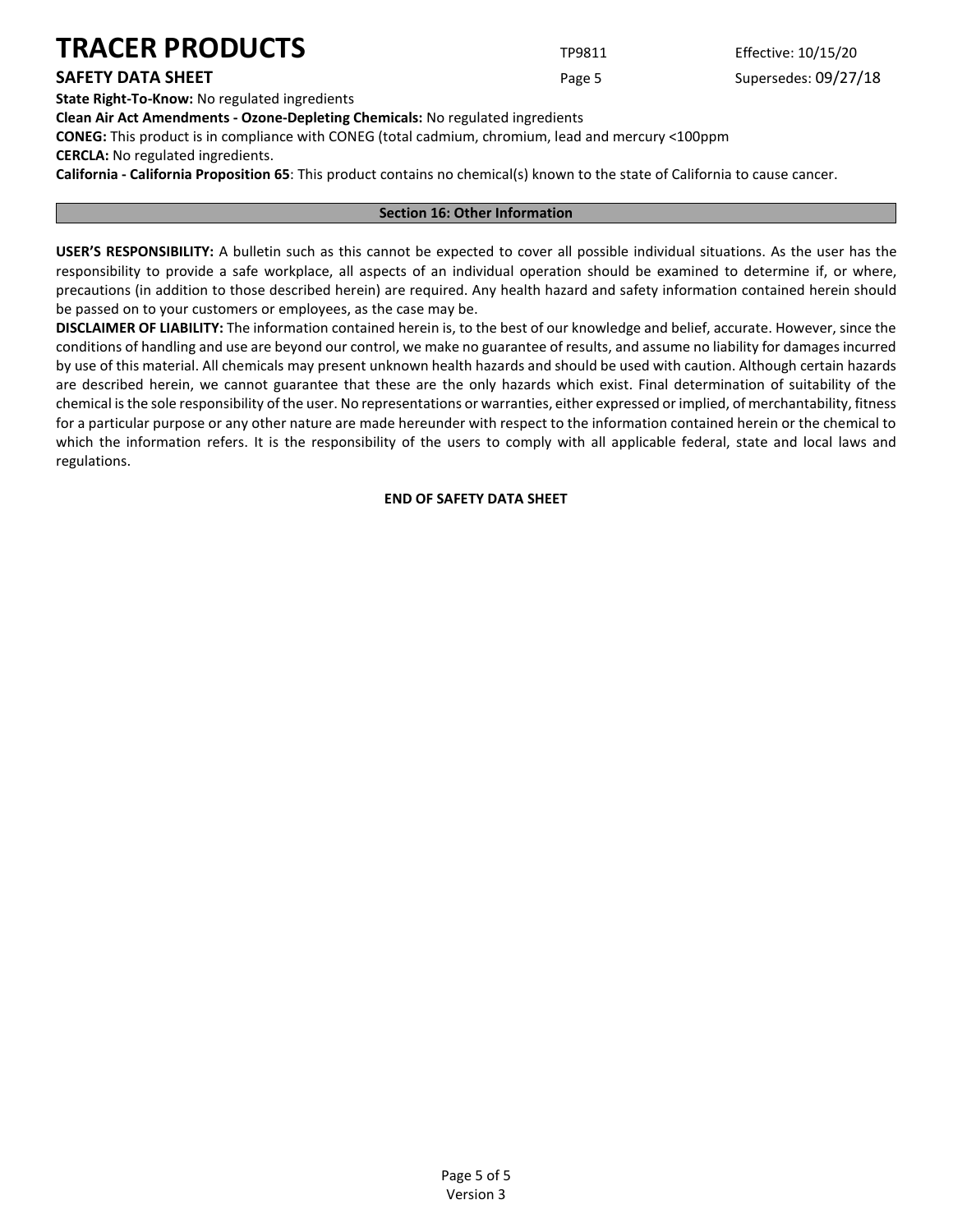**State Right-To-Know:** No regulated ingredients

**Clean Air Act Amendments - Ozone-Depleting Chemicals:** No regulated ingredients

**CONEG:** This product is in compliance with CONEG (total cadmium, chromium, lead and mercury <100ppm

**CERCLA:** No regulated ingredients.

**California - California Proposition 65**: This product contains no chemical(s) known to the state of California to cause cancer.

## Section 16: Other Information

**USER'S RESPONSIBILITY:** A bulletin such as this cannot be expected to cover all possible individual situations. As the user has the responsibility to provide a safe workplace, all aspects of an individual operation should be examined to determine if, or where, precautions (in addition to those described herein) are required. Any health hazard and safety information contained herein should be passed on to your customers or employees, as the case may be.

**DISCLAIMER OF LIABILITY:** The information contained herein is, to the best of our knowledge and belief, accurate. However, since the conditions of handling and use are beyond our control, we make no guarantee of results, and assume no liability for damages incurred by use of this material. All chemicals may present unknown health hazards and should be used with caution. Although certain hazards are described herein, we cannot guarantee that these are the only hazards which exist. Final determination of suitability of the chemical is the sole responsibility of the user. No representations or warranties, either expressed or implied, of merchantability, fitness for a particular purpose or any other nature are made hereunder with respect to the information contained herein or the chemical to which the information refers. It is the responsibility of the users to comply with all applicable federal, state and local laws and regulations.

**END OF SAFETY DATA SHEET**